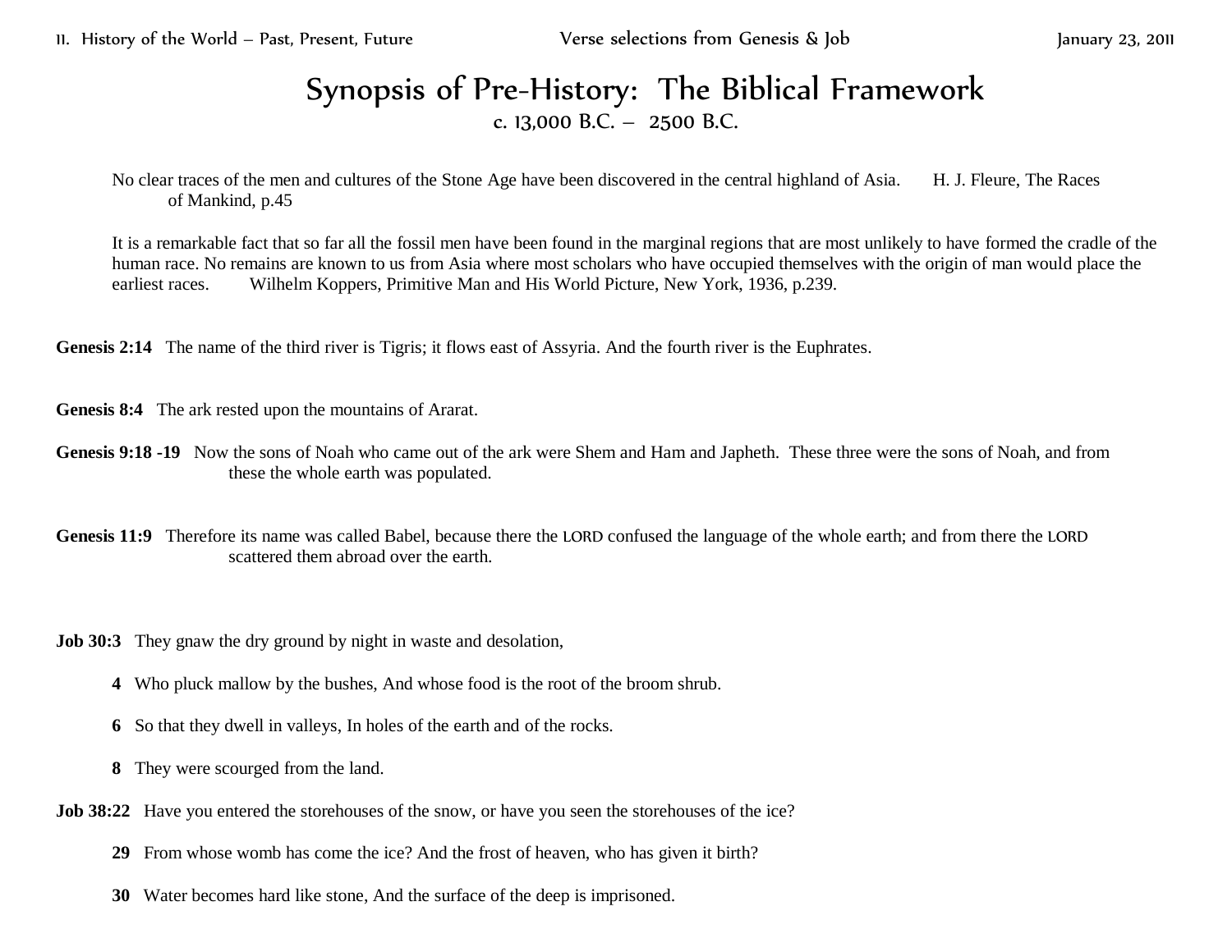# Synopsis of Pre-History: The Biblical Framework

c. 13,000 B.C. – 2500 B.C.

No clear traces of the men and cultures of the Stone Age have been discovered in the central highland of Asia. H. J. Fleure, The Races of Mankind, p.45

It is a remarkable fact that so far all the fossil men have been found in the marginal regions that are most unlikely to have formed the cradle of the human race. No remains are known to us from Asia where most scholars who have occupied themselves with the origin of man would place the earliest races. Wilhelm Koppers, Primitive Man and His World Picture, New York, 1936, p.239.

**Genesis 2:14** The name of the third river is Tigris; it flows east of Assyria. And the fourth river is the Euphrates.

**Genesis 8:4** The ark rested upon the mountains of Ararat.

**Genesis 9:18 -19** Now the sons of Noah who came out of the ark were Shem and Ham and Japheth. These three were the sons of Noah, and from these the whole earth was populated.

**Genesis 11:9** Therefore its name was called Babel, because there the LORD confused the language of the whole earth; and from there the LORD scattered them abroad over the earth.

**Job 30:3** They gnaw the dry ground by night in waste and desolation,

**4** Who pluck mallow by the bushes, And whose food is the root of the broom shrub.

**6** So that they dwell in valleys, In holes of the earth and of the rocks.

**8** They were scourged from the land.

**Job 38:22** Have you entered the storehouses of the snow, or have you seen the storehouses of the ice?

**29** From whose womb has come the ice? And the frost of heaven, who has given it birth?

**30** Water becomes hard like stone, And the surface of the deep is imprisoned.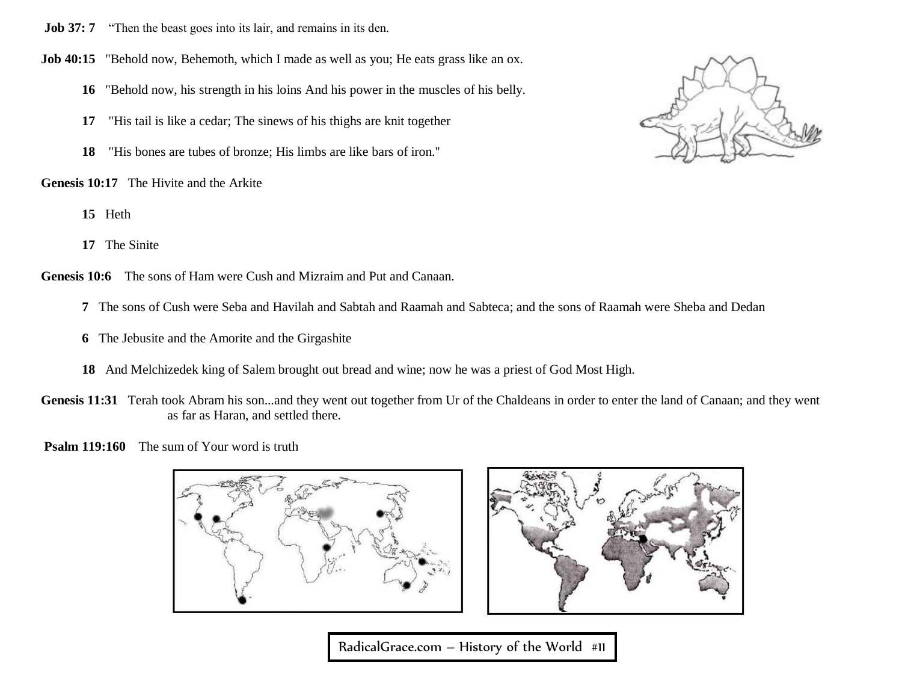**Job 37: 7** "Then the beast goes into its lair, and remains in its den.

**Job 40:15** "Behold now, Behemoth, which I made as well as you; He eats grass like an ox.

**16** "Behold now, his strength in his loins And his power in the muscles of his belly.

**17** "His tail is like a cedar; The sinews of his thighs are knit together

**18** "His bones are tubes of bronze; His limbs are like bars of iron."

**Genesis 10:17** The Hivite and the Arkite

**15** Heth

**17** The Sinite

**Genesis 10:6** The sons of Ham were Cush and Mizraim and Put and Canaan.

**7** The sons of Cush were Seba and Havilah and Sabtah and Raamah and Sabteca; and the sons of Raamah were Sheba and Dedan

**6** The Jebusite and the Amorite and the Girgashite

**18** And Melchizedek king of Salem brought out bread and wine; now he was a priest of God Most High.

**Genesis 11:31** Terah took Abram his son...and they went out together from Ur of the Chaldeans in order to enter the land of Canaan; and they went as far as Haran, and settled there.

**Psalm 119:160** The sum of Your word is truth

RadicalGrace.com – History of the World #11